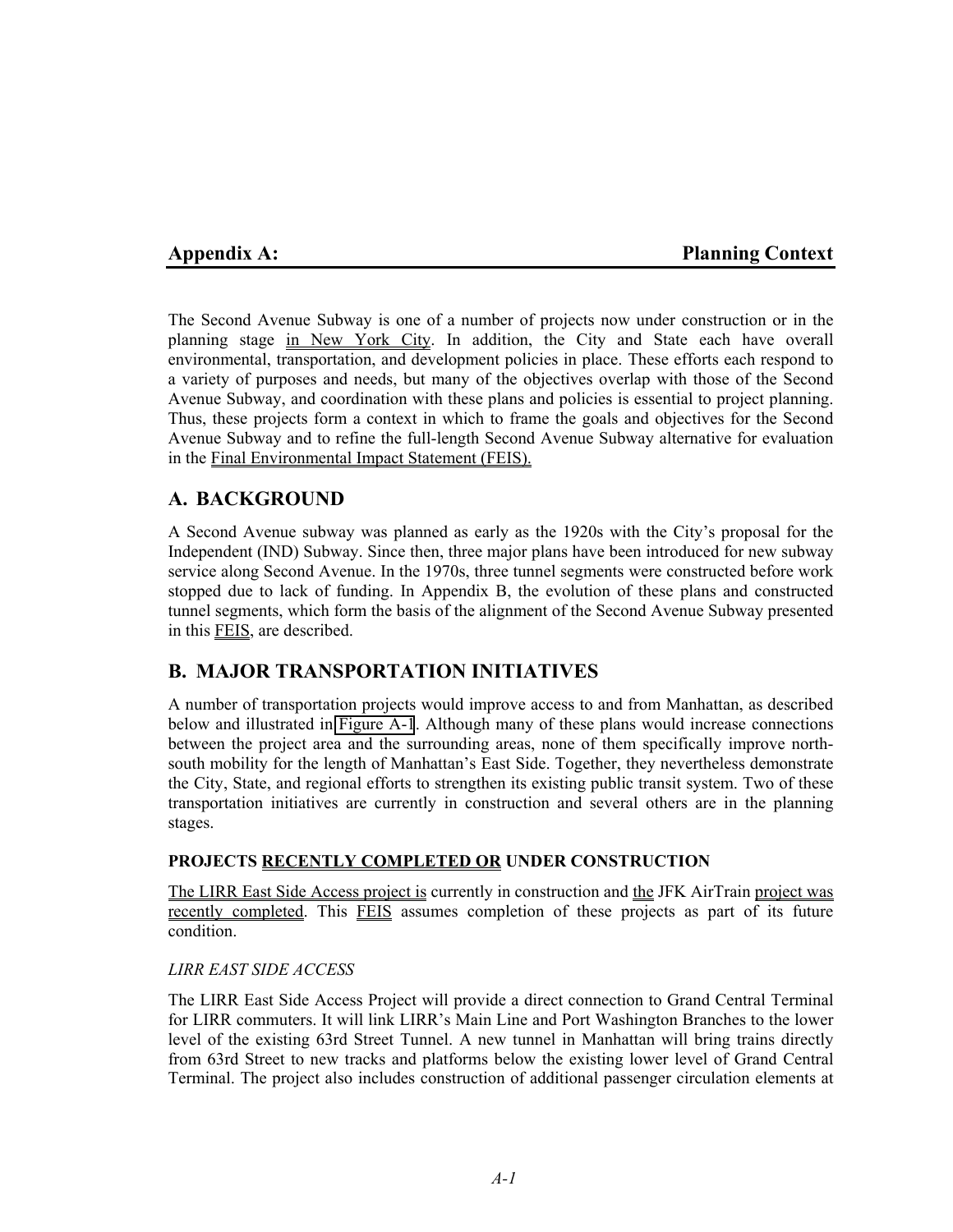# Appendix A: Planning Context

The Second Avenue Subway is one of a number of projects now under construction or in the planning stage in New York City. In addition, the City and State each have overall environmental, transportation, and development policies in place. These efforts each respond to a variety of purposes and needs, but many of the objectives overlap with those of the Second Avenue Subway, and coordination with these plans and policies is essential to project planning. Thus, these projects form a context in which to frame the goals and objectives for the Second Avenue Subway and to refine the full-length Second Avenue Subway alternative for evaluation in the Final Environmental Impact Statement (FEIS).

## A. BACKGROUND

A Second Avenue subway was planned as early as the 1920s with the City's proposal for the Independent (IND) Subway. Since then, three major plans have been introduced for new subway service along Second Avenue. In the 1970s, three tunnel segments were constructed before work stopped due to lack of funding. In Appendix B, the evolution of these plans and constructed tunnel segments, which form the basis of the alignment of the Second Avenue Subway presented in this FEIS, are described.

## B. MAJOR TRANSPORTATION INITIATIVES

A number of transportation projects would improve access to and from Manhattan, as described below and illustrated in Figure A-1. Although many of these plans would increase connections between the project area and the surrounding areas, none of them specifically improve north-south mobility for the length of Manhattan's East Side. Together, they nevertheless demonstrate the City, State, and regional efforts to strengthen its existing public transit system. Two of these transportation initiatives are currently in construction and several others are in the planning stages.

### PROJECTS RECENTLY COMPLETED OR UNDER CONSTRUCTION

The LIRR East Side Access project is currently in construction and the JFK AirTrain project was recently completed. This FEIS assumes completion of these projects as part of its future condition.

#### *LIRR EAST SIDE ACCESS*

The LIRR East Side Access Project will provide a direct connection to Grand Central Terminal for LIRR commuters. It will link LIRR's Main Line and Port Washington Branches to the lower level of the existing 63rd Street Tunnel. A new tunnel in Manhattan will bring trains directly from 63rd Street to new tracks and platforms below the existing lower level of Grand Central Terminal. The project also includes construction of additional passenger circulation elements at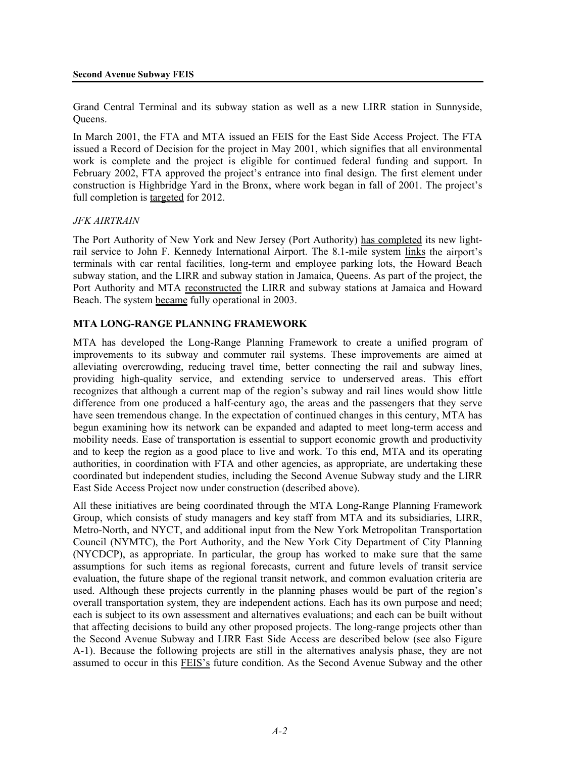Grand Central Terminal and its subway station as well as a new LIRR station in Sunnyside, Queens.

In March 2001, the FTA and MTA issued an FEIS for the East Side Access Project. The FTA issued a Record of Decision for the project in May 2001, which signifies that all environmental work is complete and the project is eligible for continued federal funding and support. In February 2002, FTA approved the project's entrance into final design. The first element under construction is Highbridge Yard in the Bronx, where work began in fall of 2001. The project's full completion is targeted for 2012.

*JFK AIRTRAIN*

The Port Authority of New York and New Jersey (Port Authority) has completed its new light-rail service to John F. Kennedy International Airport. The 8.1-mile system links the airport's terminals with car rental facilities, long-term and employee parking lots, the Howard Beach subway station, and the LIRR and subway station in Jamaica, Queens. As part of the project, the Port Authority and MTA reconstructed the LIRR and subway stations at Jamaica and Howard Beach. The system became fully operational in 2003.

**MTA LONG-RANGE PLANNING FRAMEWORK**

MTA has developed the Long-Range Planning Framework to create a unified program of improvements to its subway and commuter rail systems. These improvements are aimed at alleviating overcrowding, reducing travel time, better connecting the rail and subway lines, providing high-quality service, and extending service to underserved areas. This effort recognizes that although a current map of the region's subway and rail lines would show little difference from one produced a half-century ago, the areas and the passengers that they serve have seen tremendous change. In the expectation of continued changes in this century, MTA has begun examining how its network can be expanded and adapted to meet long-term access and mobility needs. Ease of transportation is essential to support economic growth and productivity and to keep the region as a good place to live and work. To this end, MTA and its operating authorities, in coordination with FTA and other agencies, as appropriate, are undertaking these coordinated but independent studies, including the Second Avenue Subway study and the LIRR East Side Access Project now under construction (described above).

All these initiatives are being coordinated through the MTA Long-Range Planning Framework Group, which consists of study managers and key staff from MTA and its subsidiaries, LIRR, Metro-North, and NYCT, and additional input from the New York Metropolitan Transportation Council (NYMTC), the Port Authority, and the New York City Department of City Planning (NYCDCP), as appropriate. In particular, the group has worked to make sure that the same assumptions for such items as regional forecasts, current and future levels of transit service evaluation, the future shape of the regional transit network, and common evaluation criteria are used. Although these projects currently in the planning phases would be part of the region's overall transportation system, they are independent actions. Each has its own purpose and need; each is subject to its own assessment and alternatives evaluations; and each can be built without that affecting decisions to build any other proposed projects. The long-range projects other than the Second Avenue Subway and LIRR East Side Access are described below (see also Figure A-1). Because the following projects are still in the alternatives analysis phase, they are not assumed to occur in this FEIS's future condition. As the Second Avenue Subway and the other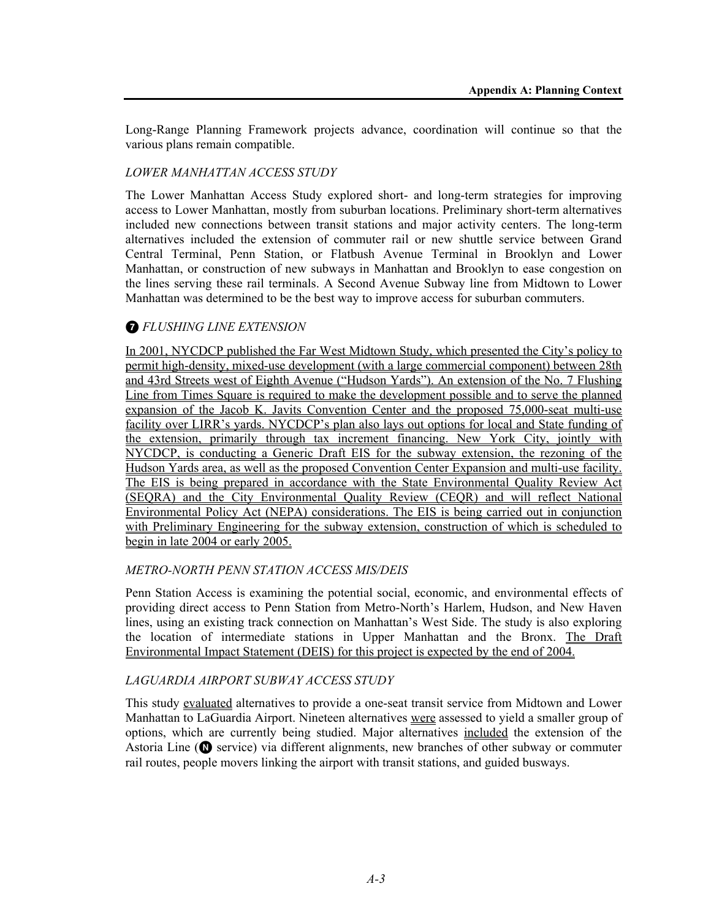Long-Range Planning Framework projects advance, coordination will continue so that the various plans remain compatible.

### *LOWER MANHATTAN ACCESS STUDY*

The Lower Manhattan Access Study explored short- and long-term strategies for improving access to Lower Manhattan, mostly from suburban locations. Preliminary short-term alternatives included new connections between transit stations and major activity centers. The long-term alternatives included the extension of commuter rail or new shuttle service between Grand Central Terminal, Penn Station, or Flatbush Avenue Terminal in Brooklyn and Lower Manhattan, or construction of new subways in Manhattan and Brooklyn to ease congestion on the lines serving these rail terminals. A Second Avenue Subway line from Midtown to Lower Manhattan was determined to be the best way to improve access for suburban commuters.

### ❼ *FLUSHING LINE EXTENSION*

In 2001, NYCDCP published the Far West Midtown Study, which presented the City's policy to permit high-density, mixed-use development (with a large commercial component) between 28th and 43rd Streets west of Eighth Avenue ("Hudson Yards"). An extension of the No. 7 Flushing Line from Times Square is required to make the development possible and to serve the planned expansion of the Jacob K. Javits Convention Center and the proposed 75,000-seat multi-use facility over LIRR's yards. NYCDCP's plan also lays out options for local and State funding of the extension, primarily through tax increment financing. New York City, jointly with NYCDCP, is conducting a Generic Draft EIS for the subway extension, the rezoning of the Hudson Yards area, as well as the proposed Convention Center Expansion and multi-use facility. The EIS is being prepared in accordance with the State Environmental Quality Review Act (SEQRA) and the City Environmental Quality Review (CEQR) and will reflect National Environmental Policy Act (NEPA) considerations. The EIS is being carried out in conjunction with Preliminary Engineering for the subway extension, construction of which is scheduled to begin in late 2004 or early 2005.

### *METRO-NORTH PENN STATION ACCESS MIS/DEIS*

Penn Station Access is examining the potential social, economic, and environmental effects of providing direct access to Penn Station from Metro-North's Harlem, Hudson, and New Haven lines, using an existing track connection on Manhattan's West Side. The study is also exploring the location of intermediate stations in Upper Manhattan and the Bronx. The Draft Environmental Impact Statement (DEIS) for this project is expected by the end of 2004.

### *LAGUARDIA AIRPORT SUBWAY ACCESS STUDY*

This study evaluated alternatives to provide a one-seat transit service from Midtown and Lower Manhattan to LaGuardia Airport. Nineteen alternatives were assessed to yield a smaller group of options, which are currently being studied. Major alternatives included the extension of the Astoria Line (Ⓝ service) via different alignments, new branches of other subway or commuter rail routes, people movers linking the airport with transit stations, and guided busways.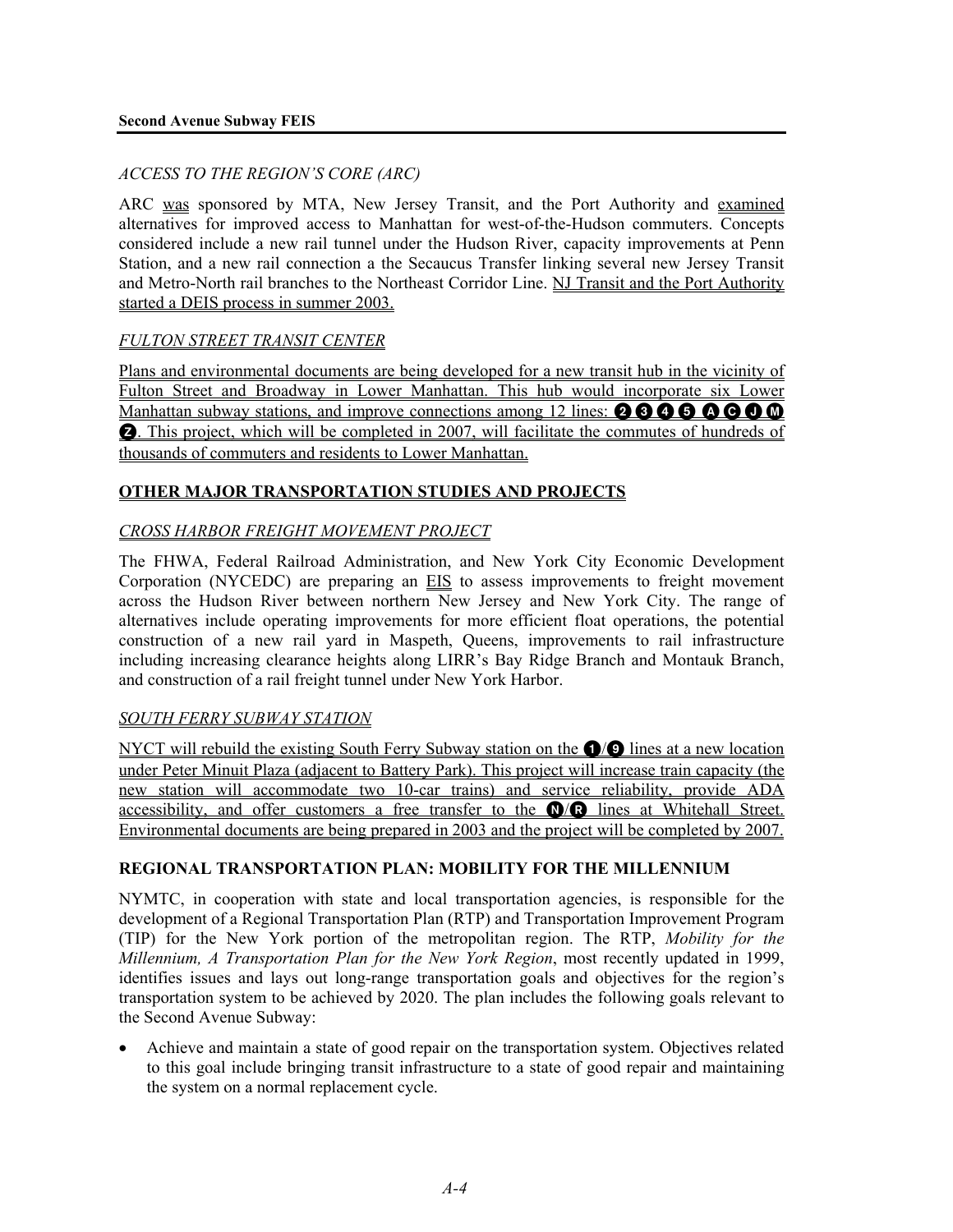*ACCESS TO THE REGION'S CORE (ARC)*

ARC was sponsored by MTA, New Jersey Transit, and the Port Authority and examined alternatives for improved access to Manhattan for west-of-the-Hudson commuters. Concepts considered include a new rail tunnel under the Hudson River, capacity improvements at Penn Station, and a new rail connection a the Secaucus Transfer linking several new Jersey Transit and Metro-North rail branches to the Northeast Corridor Line. NJ Transit and the Port Authority started a DEIS process in summer 2003.

*FULTON STREET TRANSIT CENTER*

Plans and environmental documents are being developed for a new transit hub in the vicinity of Fulton Street and Broadway in Lower Manhattan. This hub would incorporate six Lower Manhattan subway stations, and improve connections among 12 lines: 2 3 4 5 A C J M Z. This project, which will be completed in 2007, will facilitate the commutes of hundreds of thousands of commuters and residents to Lower Manhattan.

## OTHER MAJOR TRANSPORTATION STUDIES AND PROJECTS

*CROSS HARBOR FREIGHT MOVEMENT PROJECT*

The FHWA, Federal Railroad Administration, and New York City Economic Development Corporation (NYCEDC) are preparing an EIS to assess improvements to freight movement across the Hudson River between northern New Jersey and New York City. The range of alternatives include operating improvements for more efficient float operations, the potential construction of a new rail yard in Maspeth, Queens, improvements to rail infrastructure including increasing clearance heights along LIRR's Bay Ridge Branch and Montauk Branch, and construction of a rail freight tunnel under New York Harbor.

*SOUTH FERRY SUBWAY STATION*

NYCT will rebuild the existing South Ferry Subway station on the 1/9 lines at a new location under Peter Minuit Plaza (adjacent to Battery Park). This project will increase train capacity (the new station will accommodate two 10-car trains) and service reliability, provide ADA accessibility, and offer customers a free transfer to the N/R lines at Whitehall Street. Environmental documents are being prepared in 2003 and the project will be completed by 2007.

## REGIONAL TRANSPORTATION PLAN: MOBILITY FOR THE MILLENNIUM

NYMTC, in cooperation with state and local transportation agencies, is responsible for the development of a Regional Transportation Plan (RTP) and Transportation Improvement Program (TIP) for the New York portion of the metropolitan region. The RTP, *Mobility for the Millennium, A Transportation Plan for the New York Region*, most recently updated in 1999, identifies issues and lays out long-range transportation goals and objectives for the region's transportation system to be achieved by 2020. The plan includes the following goals relevant to the Second Avenue Subway:

- Achieve and maintain a state of good repair on the transportation system. Objectives related to this goal include bringing transit infrastructure to a state of good repair and maintaining the system on a normal replacement cycle.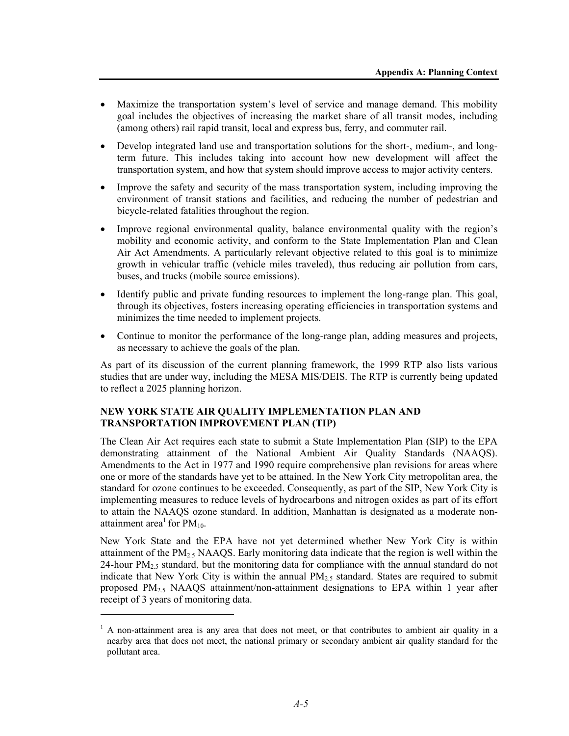- Maximize the transportation system's level of service and manage demand. This mobility goal includes the objectives of increasing the market share of all transit modes, including (among others) rail rapid transit, local and express bus, ferry, and commuter rail.
- Develop integrated land use and transportation solutions for the short-, medium-, and long-term future. This includes taking into account how new development will affect the transportation system, and how that system should improve access to major activity centers.
- Improve the safety and security of the mass transportation system, including improving the environment of transit stations and facilities, and reducing the number of pedestrian and bicycle-related fatalities throughout the region.
- Improve regional environmental quality, balance environmental quality with the region's mobility and economic activity, and conform to the State Implementation Plan and Clean Air Act Amendments. A particularly relevant objective related to this goal is to minimize growth in vehicular traffic (vehicle miles traveled), thus reducing air pollution from cars, buses, and trucks (mobile source emissions).
- Identify public and private funding resources to implement the long-range plan. This goal, through its objectives, fosters increasing operating efficiencies in transportation systems and minimizes the time needed to implement projects.
- Continue to monitor the performance of the long-range plan, adding measures and projects, as necessary to achieve the goals of the plan.

As part of its discussion of the current planning framework, the 1999 RTP also lists various studies that are under way, including the MESA MIS/DEIS. The RTP is currently being updated to reflect a 2025 planning horizon.

## NEW YORK STATE AIR QUALITY IMPLEMENTATION PLAN AND TRANSPORTATION IMPROVEMENT PLAN (TIP)

The Clean Air Act requires each state to submit a State Implementation Plan (SIP) to the EPA demonstrating attainment of the National Ambient Air Quality Standards (NAAQS). Amendments to the Act in 1977 and 1990 require comprehensive plan revisions for areas where one or more of the standards have yet to be attained. In the New York City metropolitan area, the standard for ozone continues to be exceeded. Consequently, as part of the SIP, New York City is implementing measures to reduce levels of hydrocarbons and nitrogen oxides as part of its effort to attain the NAAQS ozone standard. In addition, Manhattan is designated as a moderate non-attainment area[1] for $PM_{10}$.

New York State and the EPA have not yet determined whether New York City is within attainment of the $PM_{2.5}$ NAAQS. Early monitoring data indicate that the region is well within the 24-hour $PM_{2.5}$ standard, but the monitoring data for compliance with the annual standard do not indicate that New York City is within the annual $PM_{2.5}$ standard. States are required to submit proposed $PM_{2.5}$ NAAQS attainment/non-attainment designations to EPA within 1 year after receipt of 3 years of monitoring data.

---

[1] A non-attainment area is any area that does not meet, or that contributes to ambient air quality in a nearby area that does not meet, the national primary or secondary ambient air quality standard for the pollutant area.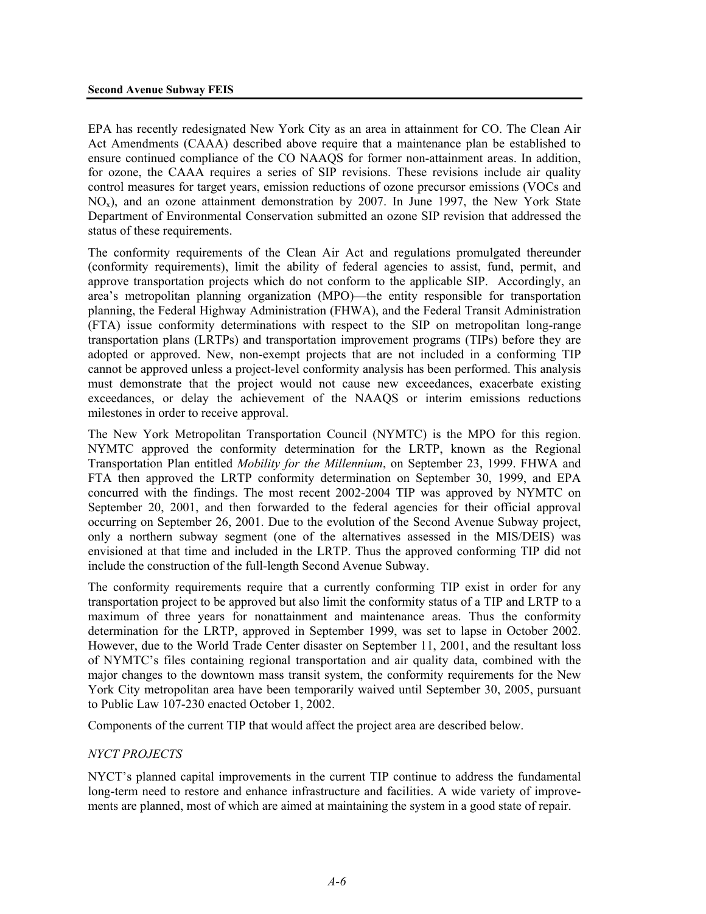EPA has recently redesignated New York City as an area in attainment for CO. The Clean Air Act Amendments (CAAA) described above require that a maintenance plan be established to ensure continued compliance of the CO NAAQS for former non-attainment areas. In addition, for ozone, the CAAA requires a series of SIP revisions. These revisions include air quality control measures for target years, emission reductions of ozone precursor emissions (VOCs and $NO_x$), and an ozone attainment demonstration by 2007. In June 1997, the New York State Department of Environmental Conservation submitted an ozone SIP revision that addressed the status of these requirements.

The conformity requirements of the Clean Air Act and regulations promulgated thereunder (conformity requirements), limit the ability of federal agencies to assist, fund, permit, and approve transportation projects which do not conform to the applicable SIP. Accordingly, an area's metropolitan planning organization (MPO)—the entity responsible for transportation planning, the Federal Highway Administration (FHWA), and the Federal Transit Administration (FTA) issue conformity determinations with respect to the SIP on metropolitan long-range transportation plans (LRTPs) and transportation improvement programs (TIPs) before they are adopted or approved. New, non-exempt projects that are not included in a conforming TIP cannot be approved unless a project-level conformity analysis has been performed. This analysis must demonstrate that the project would not cause new exceedances, exacerbate existing exceedances, or delay the achievement of the NAAQS or interim emissions reductions milestones in order to receive approval.

The New York Metropolitan Transportation Council (NYMTC) is the MPO for this region. NYMTC approved the conformity determination for the LRTP, known as the Regional Transportation Plan entitled *Mobility for the Millennium*, on September 23, 1999. FHWA and FTA then approved the LRTP conformity determination on September 30, 1999, and EPA concurred with the findings. The most recent 2002-2004 TIP was approved by NYMTC on September 20, 2001, and then forwarded to the federal agencies for their official approval occurring on September 26, 2001. Due to the evolution of the Second Avenue Subway project, only a northern subway segment (one of the alternatives assessed in the MIS/DEIS) was envisioned at that time and included in the LRTP. Thus the approved conforming TIP did not include the construction of the full-length Second Avenue Subway.

The conformity requirements require that a currently conforming TIP exist in order for any transportation project to be approved but also limit the conformity status of a TIP and LRTP to a maximum of three years for nonattainment and maintenance areas. Thus the conformity determination for the LRTP, approved in September 1999, was set to lapse in October 2002. However, due to the World Trade Center disaster on September 11, 2001, and the resultant loss of NYMTC's files containing regional transportation and air quality data, combined with the major changes to the downtown mass transit system, the conformity requirements for the New York City metropolitan area have been temporarily waived until September 30, 2005, pursuant to Public Law 107-230 enacted October 1, 2002.

Components of the current TIP that would affect the project area are described below.

*NYCT PROJECTS*

NYCT's planned capital improvements in the current TIP continue to address the fundamental long-term need to restore and enhance infrastructure and facilities. A wide variety of improvements are planned, most of which are aimed at maintaining the system in a good state of repair.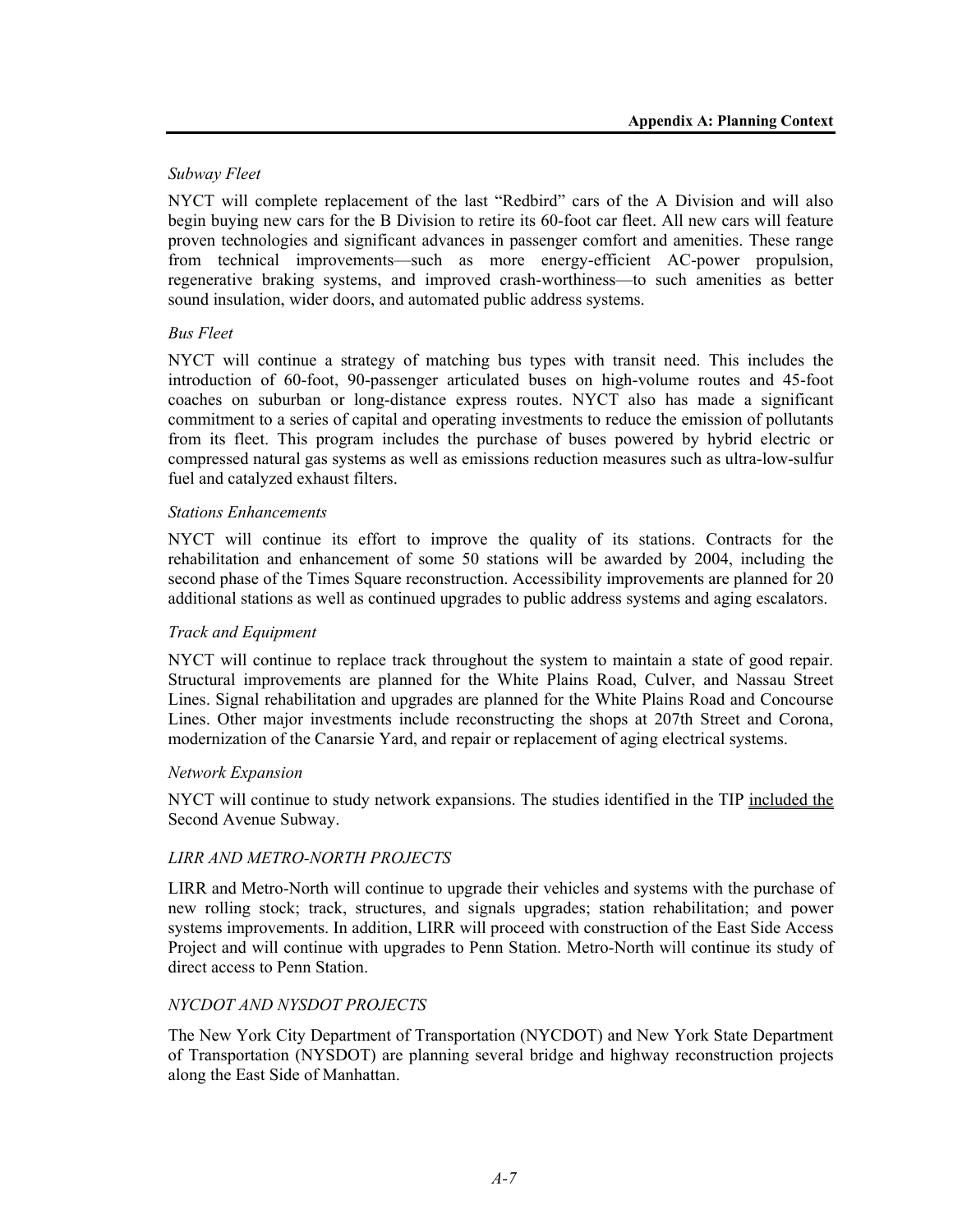*Subway Fleet*

NYCT will complete replacement of the last "Redbird" cars of the A Division and will also begin buying new cars for the B Division to retire its 60-foot car fleet. All new cars will feature proven technologies and significant advances in passenger comfort and amenities. These range from technical improvements—such as more energy-efficient AC-power propulsion, regenerative braking systems, and improved crash-worthiness—to such amenities as better sound insulation, wider doors, and automated public address systems.

*Bus Fleet*

NYCT will continue a strategy of matching bus types with transit need. This includes the introduction of 60-foot, 90-passenger articulated buses on high-volume routes and 45-foot coaches on suburban or long-distance express routes. NYCT also has made a significant commitment to a series of capital and operating investments to reduce the emission of pollutants from its fleet. This program includes the purchase of buses powered by hybrid electric or compressed natural gas systems as well as emissions reduction measures such as ultra-low-sulfur fuel and catalyzed exhaust filters.

*Stations Enhancements*

NYCT will continue its effort to improve the quality of its stations. Contracts for the rehabilitation and enhancement of some 50 stations will be awarded by 2004, including the second phase of the Times Square reconstruction. Accessibility improvements are planned for 20 additional stations as well as continued upgrades to public address systems and aging escalators.

*Track and Equipment*

NYCT will continue to replace track throughout the system to maintain a state of good repair. Structural improvements are planned for the White Plains Road, Culver, and Nassau Street Lines. Signal rehabilitation and upgrades are planned for the White Plains Road and Concourse Lines. Other major investments include reconstructing the shops at 207th Street and Corona, modernization of the Canarsie Yard, and repair or replacement of aging electrical systems.

*Network Expansion*

NYCT will continue to study network expansions. The studies identified in the TIP included the Second Avenue Subway.

*LIRR AND METRO-NORTH PROJECTS*

LIRR and Metro-North will continue to upgrade their vehicles and systems with the purchase of new rolling stock; track, structures, and signals upgrades; station rehabilitation; and power systems improvements. In addition, LIRR will proceed with construction of the East Side Access Project and will continue with upgrades to Penn Station. Metro-North will continue its study of direct access to Penn Station.

*NYCDOT AND NYSDOT PROJECTS*

The New York City Department of Transportation (NYCDOT) and New York State Department of Transportation (NYSDOT) are planning several bridge and highway reconstruction projects along the East Side of Manhattan.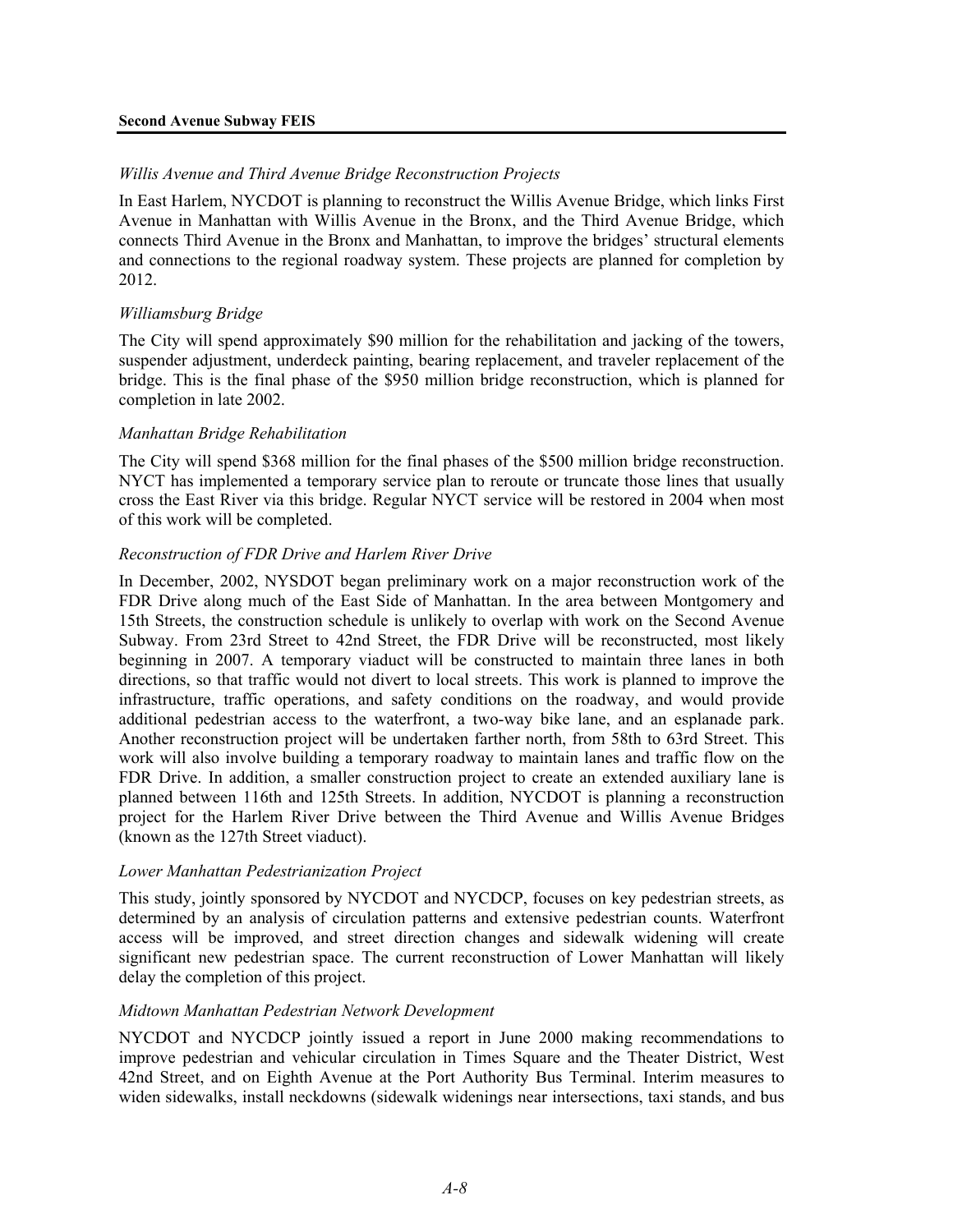*Willis Avenue and Third Avenue Bridge Reconstruction Projects*

In East Harlem, NYCDOT is planning to reconstruct the Willis Avenue Bridge, which links First Avenue in Manhattan with Willis Avenue in the Bronx, and the Third Avenue Bridge, which connects Third Avenue in the Bronx and Manhattan, to improve the bridges' structural elements and connections to the regional roadway system. These projects are planned for completion by 2012.

*Williamsburg Bridge*

The City will spend approximately $90 million for the rehabilitation and jacking of the towers, suspender adjustment, underdeck painting, bearing replacement, and traveler replacement of the bridge. This is the final phase of the $950 million bridge reconstruction, which is planned for completion in late 2002.

*Manhattan Bridge Rehabilitation*

The City will spend $368 million for the final phases of the $500 million bridge reconstruction. NYCT has implemented a temporary service plan to reroute or truncate those lines that usually cross the East River via this bridge. Regular NYCT service will be restored in 2004 when most of this work will be completed.

*Reconstruction of FDR Drive and Harlem River Drive*

In December, 2002, NYSDOT began preliminary work on a major reconstruction work of the FDR Drive along much of the East Side of Manhattan. In the area between Montgomery and 15th Streets, the construction schedule is unlikely to overlap with work on the Second Avenue Subway. From 23rd Street to 42nd Street, the FDR Drive will be reconstructed, most likely beginning in 2007. A temporary viaduct will be constructed to maintain three lanes in both directions, so that traffic would not divert to local streets. This work is planned to improve the infrastructure, traffic operations, and safety conditions on the roadway, and would provide additional pedestrian access to the waterfront, a two-way bike lane, and an esplanade park. Another reconstruction project will be undertaken farther north, from 58th to 63rd Street. This work will also involve building a temporary roadway to maintain lanes and traffic flow on the FDR Drive. In addition, a smaller construction project to create an extended auxiliary lane is planned between 116th and 125th Streets. In addition, NYCDOT is planning a reconstruction project for the Harlem River Drive between the Third Avenue and Willis Avenue Bridges (known as the 127th Street viaduct).

*Lower Manhattan Pedestrianization Project*

This study, jointly sponsored by NYCDOT and NYCDCP, focuses on key pedestrian streets, as determined by an analysis of circulation patterns and extensive pedestrian counts. Waterfront access will be improved, and street direction changes and sidewalk widening will create significant new pedestrian space. The current reconstruction of Lower Manhattan will likely delay the completion of this project.

*Midtown Manhattan Pedestrian Network Development*

NYCDOT and NYCDCP jointly issued a report in June 2000 making recommendations to improve pedestrian and vehicular circulation in Times Square and the Theater District, West 42nd Street, and on Eighth Avenue at the Port Authority Bus Terminal. Interim measures to widen sidewalks, install neckdowns (sidewalk widenings near intersections, taxi stands, and bus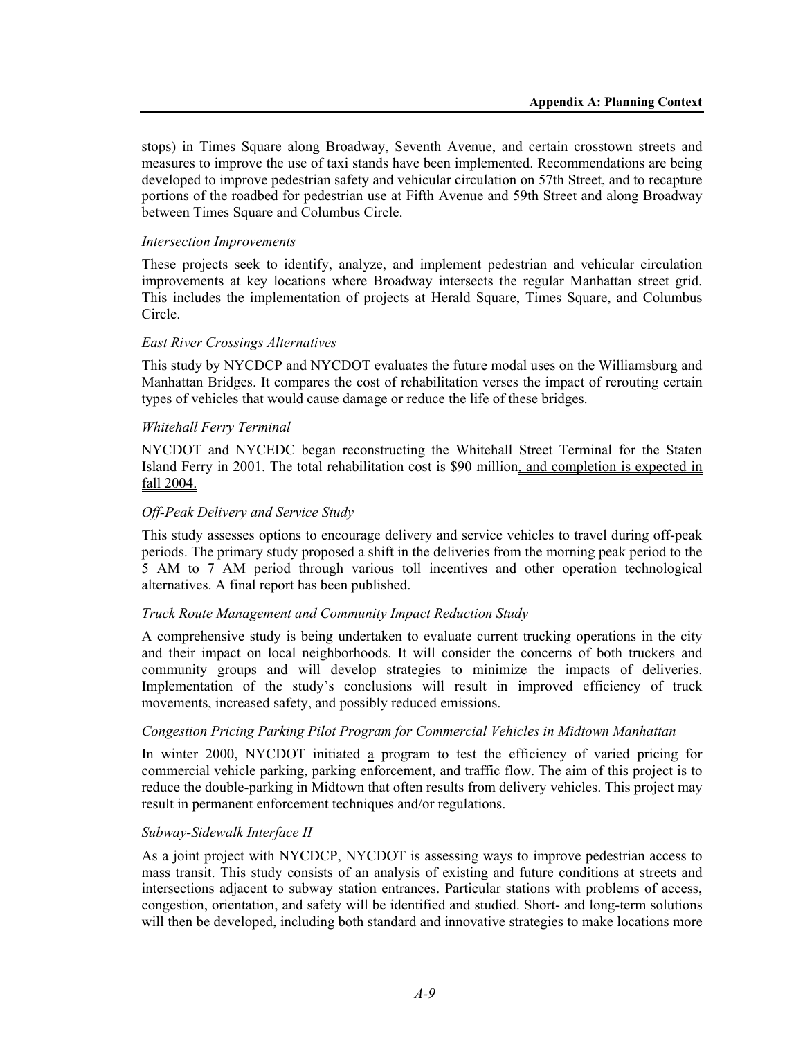stops) in Times Square along Broadway, Seventh Avenue, and certain crosstown streets and measures to improve the use of taxi stands have been implemented. Recommendations are being developed to improve pedestrian safety and vehicular circulation on 57th Street, and to recapture portions of the roadbed for pedestrian use at Fifth Avenue and 59th Street and along Broadway between Times Square and Columbus Circle.

*Intersection Improvements*

These projects seek to identify, analyze, and implement pedestrian and vehicular circulation improvements at key locations where Broadway intersects the regular Manhattan street grid. This includes the implementation of projects at Herald Square, Times Square, and Columbus Circle.

*East River Crossings Alternatives*

This study by NYCDCP and NYCDOT evaluates the future modal uses on the Williamsburg and Manhattan Bridges. It compares the cost of rehabilitation verses the impact of rerouting certain types of vehicles that would cause damage or reduce the life of these bridges.

*Whitehall Ferry Terminal*

NYCDOT and NYCEDC began reconstructing the Whitehall Street Terminal for the Staten Island Ferry in 2001. The total rehabilitation cost is $90 million, and completion is expected in fall 2004.

*Off-Peak Delivery and Service Study*

This study assesses options to encourage delivery and service vehicles to travel during off-peak periods. The primary study proposed a shift in the deliveries from the morning peak period to the 5 AM to 7 AM period through various toll incentives and other operation technological alternatives. A final report has been published.

*Truck Route Management and Community Impact Reduction Study*

A comprehensive study is being undertaken to evaluate current trucking operations in the city and their impact on local neighborhoods. It will consider the concerns of both truckers and community groups and will develop strategies to minimize the impacts of deliveries. Implementation of the study's conclusions will result in improved efficiency of truck movements, increased safety, and possibly reduced emissions.

*Congestion Pricing Parking Pilot Program for Commercial Vehicles in Midtown Manhattan*

In winter 2000, NYCDOT initiated a program to test the efficiency of varied pricing for commercial vehicle parking, parking enforcement, and traffic flow. The aim of this project is to reduce the double-parking in Midtown that often results from delivery vehicles. This project may result in permanent enforcement techniques and/or regulations.

*Subway-Sidewalk Interface II*

As a joint project with NYCDCP, NYCDOT is assessing ways to improve pedestrian access to mass transit. This study consists of an analysis of existing and future conditions at streets and intersections adjacent to subway station entrances. Particular stations with problems of access, congestion, orientation, and safety will be identified and studied. Short- and long-term solutions will then be developed, including both standard and innovative strategies to make locations more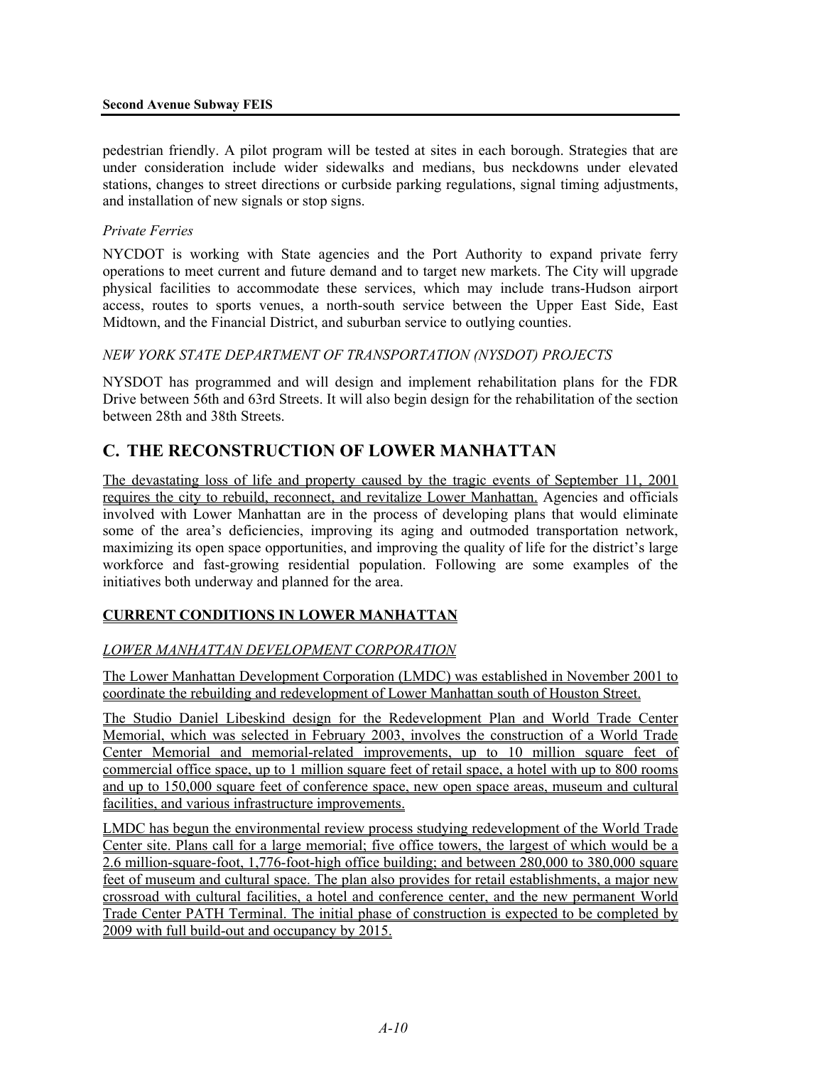pedestrian friendly. A pilot program will be tested at sites in each borough. Strategies that are under consideration include wider sidewalks and medians, bus neckdowns under elevated stations, changes to street directions or curbside parking regulations, signal timing adjustments, and installation of new signals or stop signs.

*Private Ferries*

NYCDOT is working with State agencies and the Port Authority to expand private ferry operations to meet current and future demand and to target new markets. The City will upgrade physical facilities to accommodate these services, which may include trans-Hudson airport access, routes to sports venues, a north-south service between the Upper East Side, East Midtown, and the Financial District, and suburban service to outlying counties.

*NEW YORK STATE DEPARTMENT OF TRANSPORTATION (NYSDOT) PROJECTS*

NYSDOT has programmed and will design and implement rehabilitation plans for the FDR Drive between 56th and 63rd Streets. It will also begin design for the rehabilitation of the section between 28th and 38th Streets.

## C. THE RECONSTRUCTION OF LOWER MANHATTAN

The devastating loss of life and property caused by the tragic events of September 11, 2001 requires the city to rebuild, reconnect, and revitalize Lower Manhattan. Agencies and officials involved with Lower Manhattan are in the process of developing plans that would eliminate some of the area's deficiencies, improving its aging and outmoded transportation network, maximizing its open space opportunities, and improving the quality of life for the district's large workforce and fast-growing residential population. Following are some examples of the initiatives both underway and planned for the area.

### CURRENT CONDITIONS IN LOWER MANHATTAN

*LOWER MANHATTAN DEVELOPMENT CORPORATION*

The Lower Manhattan Development Corporation (LMDC) was established in November 2001 to coordinate the rebuilding and redevelopment of Lower Manhattan south of Houston Street.

The Studio Daniel Libeskind design for the Redevelopment Plan and World Trade Center Memorial, which was selected in February 2003, involves the construction of a World Trade Center Memorial and memorial-related improvements, up to 10 million square feet of commercial office space, up to 1 million square feet of retail space, a hotel with up to 800 rooms and up to 150,000 square feet of conference space, new open space areas, museum and cultural facilities, and various infrastructure improvements.

LMDC has begun the environmental review process studying redevelopment of the World Trade Center site. Plans call for a large memorial; five office towers, the largest of which would be a 2.6 million-square-foot, 1,776-foot-high office building; and between 280,000 to 380,000 square feet of museum and cultural space. The plan also provides for retail establishments, a major new crossroad with cultural facilities, a hotel and conference center, and the new permanent World Trade Center PATH Terminal. The initial phase of construction is expected to be completed by 2009 with full build-out and occupancy by 2015.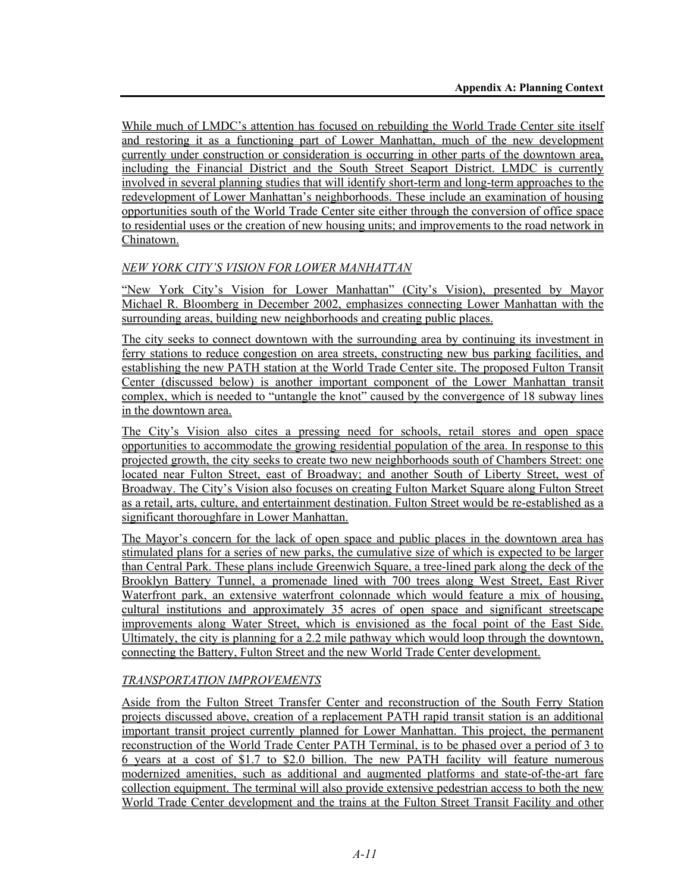While much of LMDC's attention has focused on rebuilding the World Trade Center site itself and restoring it as a functioning part of Lower Manhattan, much of the new development currently under construction or consideration is occurring in other parts of the downtown area, including the Financial District and the South Street Seaport District. LMDC is currently involved in several planning studies that will identify short-term and long-term approaches to the redevelopment of Lower Manhattan's neighborhoods. These include an examination of housing opportunities south of the World Trade Center site either through the conversion of office space to residential uses or the creation of new housing units; and improvements to the road network in Chinatown.

### *NEW YORK CITY'S VISION FOR LOWER MANHATTAN*

"New York City's Vision for Lower Manhattan" (City's Vision), presented by Mayor Michael R. Bloomberg in December 2002, emphasizes connecting Lower Manhattan with the surrounding areas, building new neighborhoods and creating public places.

The city seeks to connect downtown with the surrounding area by continuing its investment in ferry stations to reduce congestion on area streets, constructing new bus parking facilities, and establishing the new PATH station at the World Trade Center site. The proposed Fulton Transit Center (discussed below) is another important component of the Lower Manhattan transit complex, which is needed to "untangle the knot" caused by the convergence of 18 subway lines in the downtown area.

The City's Vision also cites a pressing need for schools, retail stores and open space opportunities to accommodate the growing residential population of the area. In response to this projected growth, the city seeks to create two new neighborhoods south of Chambers Street: one located near Fulton Street, east of Broadway; and another South of Liberty Street, west of Broadway. The City's Vision also focuses on creating Fulton Market Square along Fulton Street as a retail, arts, culture, and entertainment destination. Fulton Street would be re-established as a significant thoroughfare in Lower Manhattan.

The Mayor's concern for the lack of open space and public places in the downtown area has stimulated plans for a series of new parks, the cumulative size of which is expected to be larger than Central Park. These plans include Greenwich Square, a tree-lined park along the deck of the Brooklyn Battery Tunnel, a promenade lined with 700 trees along West Street, East River Waterfront park, an extensive waterfront colonnade which would feature a mix of housing, cultural institutions and approximately 35 acres of open space and significant streetscape improvements along Water Street, which is envisioned as the focal point of the East Side. Ultimately, the city is planning for a 2.2 mile pathway which would loop through the downtown, connecting the Battery, Fulton Street and the new World Trade Center development.

### *TRANSPORTATION IMPROVEMENTS*

Aside from the Fulton Street Transfer Center and reconstruction of the South Ferry Station projects discussed above, creation of a replacement PATH rapid transit station is an additional important transit project currently planned for Lower Manhattan. This project, the permanent reconstruction of the World Trade Center PATH Terminal, is to be phased over a period of 3 to 6 years at a cost of $1.7 to $2.0 billion. The new PATH facility will feature numerous modernized amenities, such as additional and augmented platforms and state-of-the-art fare collection equipment. The terminal will also provide extensive pedestrian access to both the new World Trade Center development and the trains at the Fulton Street Transit Facility and other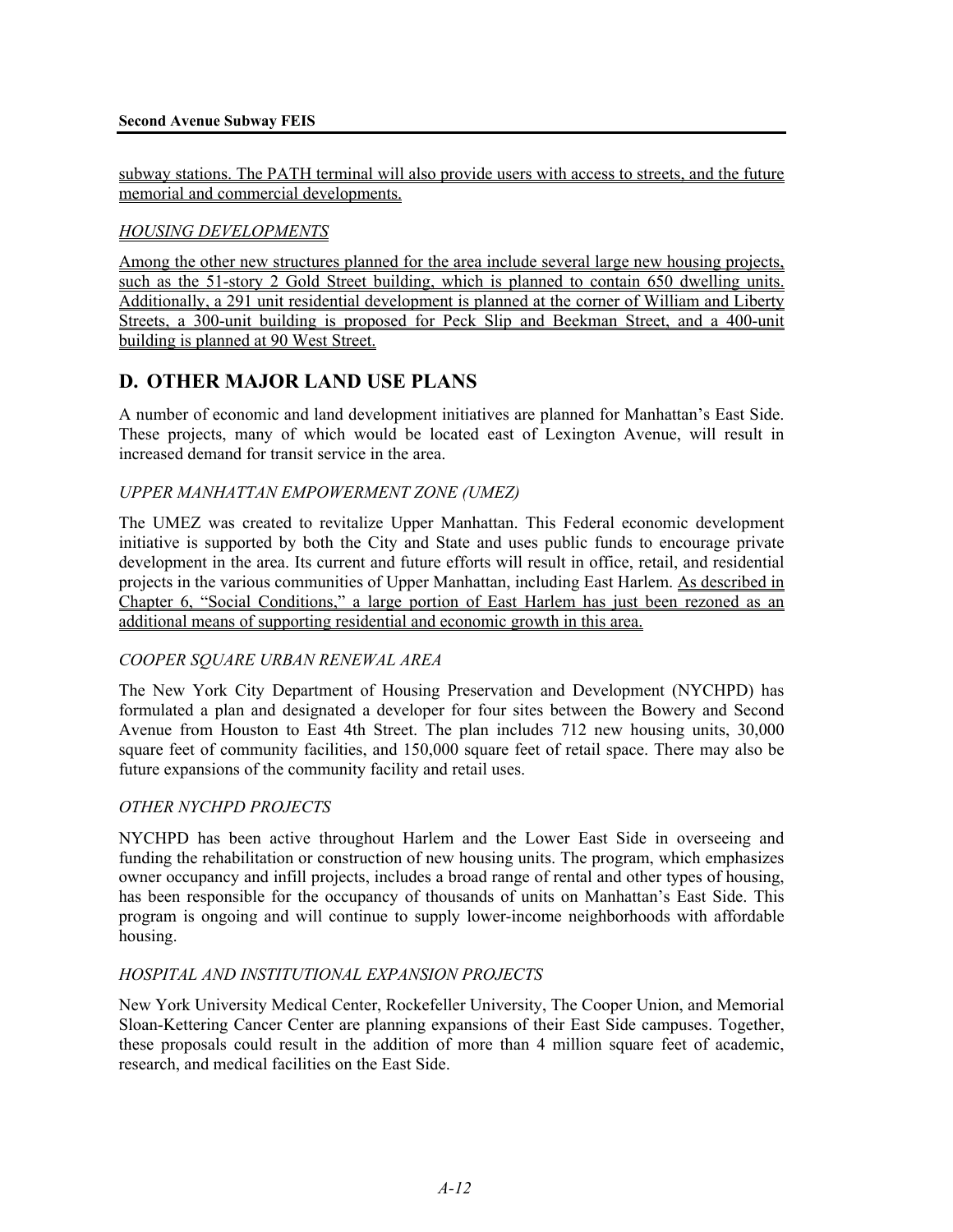subway stations. The PATH terminal will also provide users with access to streets, and the future memorial and commercial developments.

*HOUSING DEVELOPMENTS*

Among the other new structures planned for the area include several large new housing projects, such as the 51-story 2 Gold Street building, which is planned to contain 650 dwelling units. Additionally, a 291 unit residential development is planned at the corner of William and Liberty Streets, a 300-unit building is proposed for Peck Slip and Beekman Street, and a 400-unit building is planned at 90 West Street.

## D. OTHER MAJOR LAND USE PLANS

A number of economic and land development initiatives are planned for Manhattan's East Side. These projects, many of which would be located east of Lexington Avenue, will result in increased demand for transit service in the area.

*UPPER MANHATTAN EMPOWERMENT ZONE (UMEZ)*

The UMEZ was created to revitalize Upper Manhattan. This Federal economic development initiative is supported by both the City and State and uses public funds to encourage private development in the area. Its current and future efforts will result in office, retail, and residential projects in the various communities of Upper Manhattan, including East Harlem. As described in Chapter 6, "Social Conditions," a large portion of East Harlem has just been rezoned as an additional means of supporting residential and economic growth in this area.

*COOPER SQUARE URBAN RENEWAL AREA*

The New York City Department of Housing Preservation and Development (NYCHPD) has formulated a plan and designated a developer for four sites between the Bowery and Second Avenue from Houston to East 4th Street. The plan includes 712 new housing units, 30,000 square feet of community facilities, and 150,000 square feet of retail space. There may also be future expansions of the community facility and retail uses.

*OTHER NYCHPD PROJECTS*

NYCHPD has been active throughout Harlem and the Lower East Side in overseeing and funding the rehabilitation or construction of new housing units. The program, which emphasizes owner occupancy and infill projects, includes a broad range of rental and other types of housing, has been responsible for the occupancy of thousands of units on Manhattan's East Side. This program is ongoing and will continue to supply lower-income neighborhoods with affordable housing.

*HOSPITAL AND INSTITUTIONAL EXPANSION PROJECTS*

New York University Medical Center, Rockefeller University, The Cooper Union, and Memorial Sloan-Kettering Cancer Center are planning expansions of their East Side campuses. Together, these proposals could result in the addition of more than 4 million square feet of academic, research, and medical facilities on the East Side.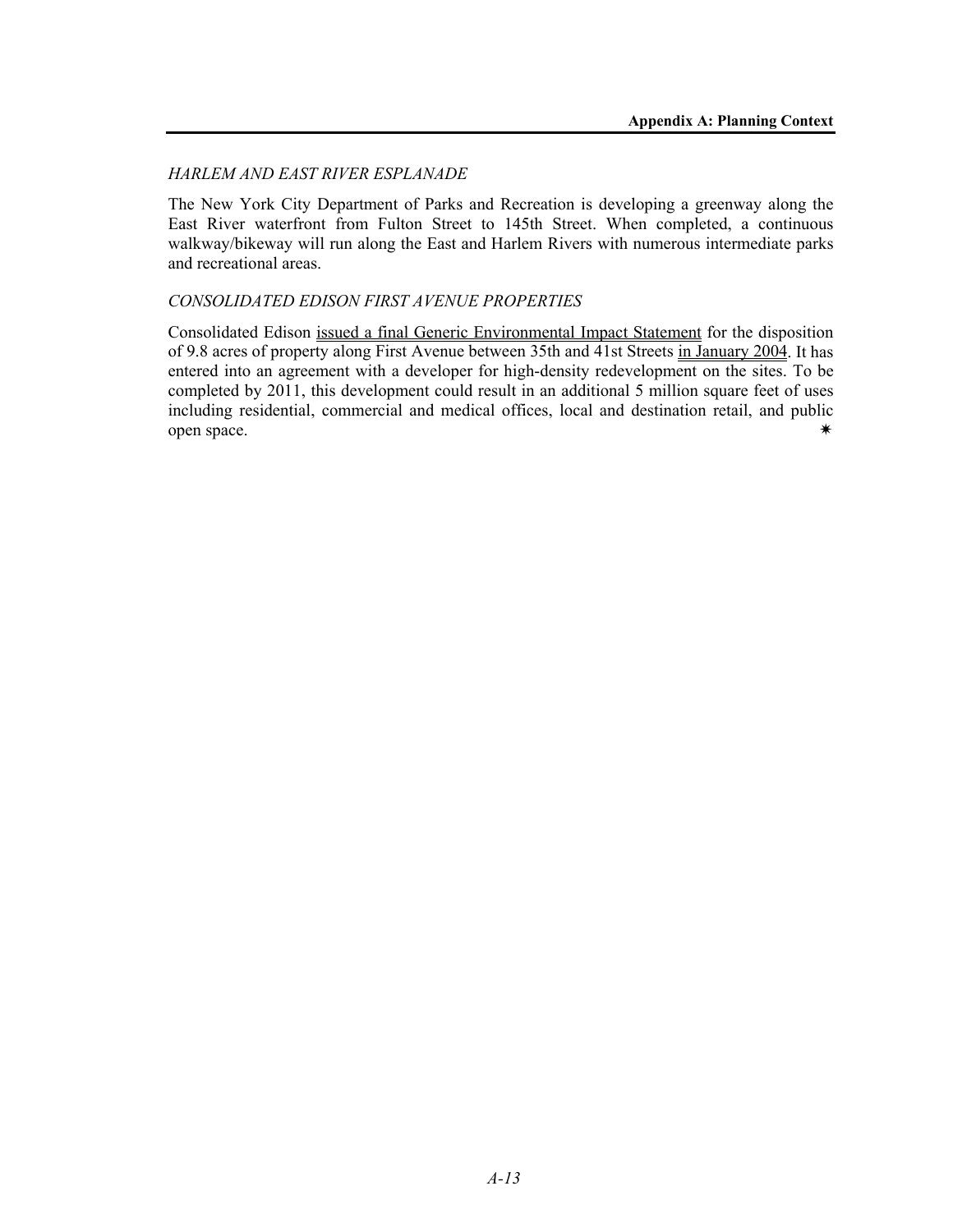*HARLEM AND EAST RIVER ESPLANADE*

The New York City Department of Parks and Recreation is developing a greenway along the East River waterfront from Fulton Street to 145th Street. When completed, a continuous walkway/bikeway will run along the East and Harlem Rivers with numerous intermediate parks and recreational areas.

*CONSOLIDATED EDISON FIRST AVENUE PROPERTIES*

Consolidated Edison issued a final Generic Environmental Impact Statement for the disposition of 9.8 acres of property along First Avenue between 35th and 41st Streets in January 2004. It has entered into an agreement with a developer for high-density redevelopment on the sites. To be completed by 2011, this development could result in an additional 5 million square feet of uses including residential, commercial and medical offices, local and destination retail, and public open space. ✷